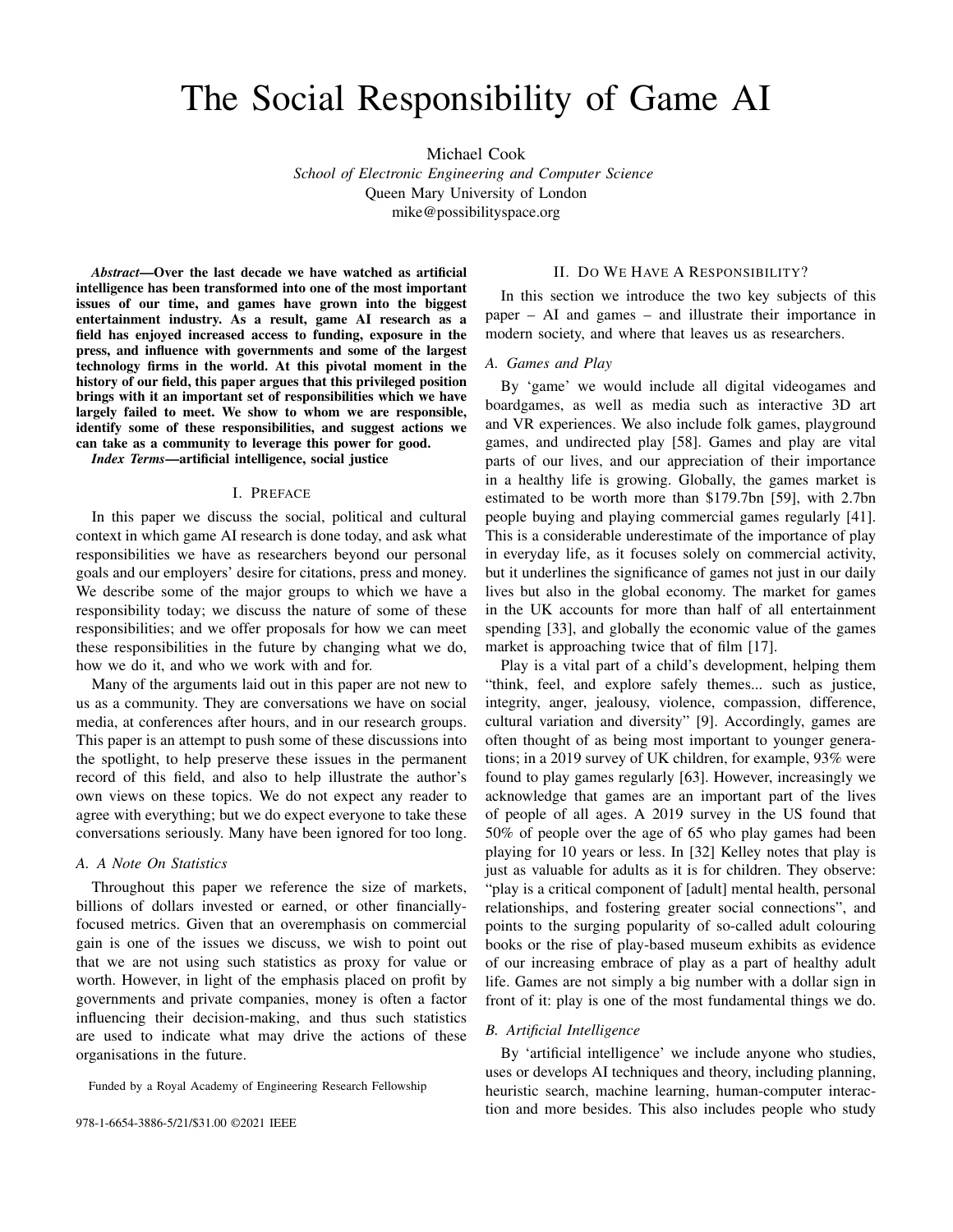# The Social Responsibility of Game AI

Michael Cook
*School of Electronic Engineering and Computer Science*
Queen Mary University of London
mike@possibilityspace.org

***Abstract*—Over the last decade we have watched as artificial intelligence has been transformed into one of the most important issues of our time, and games have grown into the biggest entertainment industry. As a result, game AI research as a field has enjoyed increased access to funding, exposure in the press, and influence with governments and some of the largest technology firms in the world. At this pivotal moment in the history of our field, this paper argues that this privileged position brings with it an important set of responsibilities which we have largely failed to meet. We show to whom we are responsible, identify some of these responsibilities, and suggest actions we can take as a community to leverage this power for good.**

***Index Terms*—artificial intelligence, social justice**

## I. Preface

In this paper we discuss the social, political and cultural context in which game AI research is done today, and ask what responsibilities we have as researchers beyond our personal goals and our employers' desire for citations, press and money. We describe some of the major groups to which we have a responsibility today; we discuss the nature of some of these responsibilities; and we offer proposals for how we can meet these responsibilities in the future by changing what we do, how we do it, and who we work with and for.

Many of the arguments laid out in this paper are not new to us as a community. They are conversations we have on social media, at conferences after hours, and in our research groups. This paper is an attempt to push some of these discussions into the spotlight, to help preserve these issues in the permanent record of this field, and also to help illustrate the author's own views on these topics. We do not expect any reader to agree with everything; but we do expect everyone to take these conversations seriously. Many have been ignored for too long.

### A. A Note On Statistics

Throughout this paper we reference the size of markets, billions of dollars invested or earned, or other financially-focused metrics. Given that an overemphasis on commercial gain is one of the issues we discuss, we wish to point out that we are not using such statistics as proxy for value or worth. However, in light of the emphasis placed on profit by governments and private companies, money is often a factor influencing their decision-making, and thus such statistics are used to indicate what may drive the actions of these organisations in the future.

Funded by a Royal Academy of Engineering Research Fellowship

978-1-6654-3886-5/21/$31.00 ©2021 IEEE

## II. Do We Have A Responsibility?

In this section we introduce the two key subjects of this paper – AI and games – and illustrate their importance in modern society, and where that leaves us as researchers.

### A. Games and Play

By 'game' we would include all digital videogames and boardgames, as well as media such as interactive 3D art and VR experiences. We also include folk games, playground games, and undirected play [58]. Games and play are vital parts of our lives, and our appreciation of their importance in a healthy life is growing. Globally, the games market is estimated to be worth more than $179.7bn [59], with 2.7bn people buying and playing commercial games regularly [41]. This is a considerable underestimate of the importance of play in everyday life, as it focuses solely on commercial activity, but it underlines the significance of games not just in our daily lives but also in the global economy. The market for games in the UK accounts for more than half of all entertainment spending [33], and globally the economic value of the games market is approaching twice that of film [17].

Play is a vital part of a child's development, helping them "think, feel, and explore safely themes... such as justice, integrity, anger, jealousy, violence, compassion, difference, cultural variation and diversity" [9]. Accordingly, games are often thought of as being most important to younger generations; in a 2019 survey of UK children, for example, 93% were found to play games regularly [63]. However, increasingly we acknowledge that games are an important part of the lives of people of all ages. A 2019 survey in the US found that 50% of people over the age of 65 who play games had been playing for 10 years or less. In [32] Kelley notes that play is just as valuable for adults as it is for children. They observe: "play is a critical component of [adult] mental health, personal relationships, and fostering greater social connections", and points to the surging popularity of so-called adult colouring books or the rise of play-based museum exhibits as evidence of our increasing embrace of play as a part of healthy adult life. Games are not simply a big number with a dollar sign in front of it: play is one of the most fundamental things we do.

### B. Artificial Intelligence

By 'artificial intelligence' we include anyone who studies, uses or develops AI techniques and theory, including planning, heuristic search, machine learning, human-computer interaction and more besides. This also includes people who study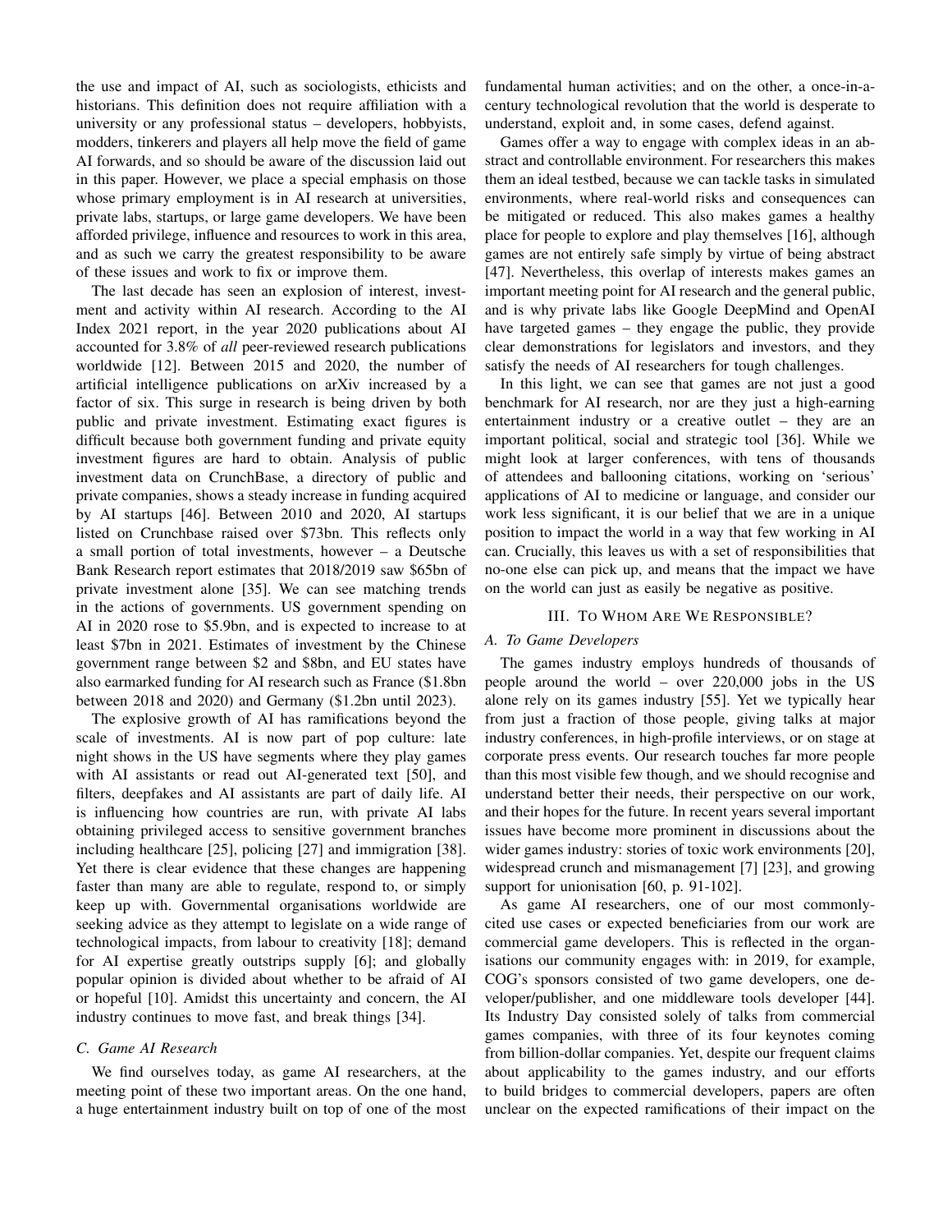the use and impact of AI, such as sociologists, ethicists and historians. This definition does not require affiliation with a university or any professional status – developers, hobbyists, modders, tinkerers and players all help move the field of game AI forwards, and so should be aware of the discussion laid out in this paper. However, we place a special emphasis on those whose primary employment is in AI research at universities, private labs, startups, or large game developers. We have been afforded privilege, influence and resources to work in this area, and as such we carry the greatest responsibility to be aware of these issues and work to fix or improve them.

The last decade has seen an explosion of interest, investment and activity within AI research. According to the AI Index 2021 report, in the year 2020 publications about AI accounted for 3.8% of *all* peer-reviewed research publications worldwide [12]. Between 2015 and 2020, the number of artificial intelligence publications on arXiv increased by a factor of six. This surge in research is being driven by both public and private investment. Estimating exact figures is difficult because both government funding and private equity investment figures are hard to obtain. Analysis of public investment data on CrunchBase, a directory of public and private companies, shows a steady increase in funding acquired by AI startups [46]. Between 2010 and 2020, AI startups listed on Crunchbase raised over $73bn. This reflects only a small portion of total investments, however – a Deutsche Bank Research report estimates that 2018/2019 saw $65bn of private investment alone [35]. We can see matching trends in the actions of governments. US government spending on AI in 2020 rose to $5.9bn, and is expected to increase to at least $7bn in 2021. Estimates of investment by the Chinese government range between $2 and $8bn, and EU states have also earmarked funding for AI research such as France ($1.8bn between 2018 and 2020) and Germany ($1.2bn until 2023).

The explosive growth of AI has ramifications beyond the scale of investments. AI is now part of pop culture: late night shows in the US have segments where they play games with AI assistants or read out AI-generated text [50], and filters, deepfakes and AI assistants are part of daily life. AI is influencing how countries are run, with private AI labs obtaining privileged access to sensitive government branches including healthcare [25], policing [27] and immigration [38]. Yet there is clear evidence that these changes are happening faster than many are able to regulate, respond to, or simply keep up with. Governmental organisations worldwide are seeking advice as they attempt to legislate on a wide range of technological impacts, from labour to creativity [18]; demand for AI expertise greatly outstrips supply [6]; and globally popular opinion is divided about whether to be afraid of AI or hopeful [10]. Amidst this uncertainty and concern, the AI industry continues to move fast, and break things [34].

### C. Game AI Research

We find ourselves today, as game AI researchers, at the meeting point of these two important areas. On the one hand, a huge entertainment industry built on top of one of the most fundamental human activities; and on the other, a once-in-a-century technological revolution that the world is desperate to understand, exploit and, in some cases, defend against.

Games offer a way to engage with complex ideas in an abstract and controllable environment. For researchers this makes them an ideal testbed, because we can tackle tasks in simulated environments, where real-world risks and consequences can be mitigated or reduced. This also makes games a healthy place for people to explore and play themselves [16], although games are not entirely safe simply by virtue of being abstract [47]. Nevertheless, this overlap of interests makes games an important meeting point for AI research and the general public, and is why private labs like Google DeepMind and OpenAI have targeted games – they engage the public, they provide clear demonstrations for legislators and investors, and they satisfy the needs of AI researchers for tough challenges.

In this light, we can see that games are not just a good benchmark for AI research, nor are they just a high-earning entertainment industry or a creative outlet – they are an important political, social and strategic tool [36]. While we might look at larger conferences, with tens of thousands of attendees and ballooning citations, working on 'serious' applications of AI to medicine or language, and consider our work less significant, it is our belief that we are in a unique position to impact the world in a way that few working in AI can. Crucially, this leaves us with a set of responsibilities that no-one else can pick up, and means that the impact we have on the world can just as easily be negative as positive.

## III. To Whom Are We Responsible?

### A. To Game Developers

The games industry employs hundreds of thousands of people around the world – over 220,000 jobs in the US alone rely on its games industry [55]. Yet we typically hear from just a fraction of those people, giving talks at major industry conferences, in high-profile interviews, or on stage at corporate press events. Our research touches far more people than this most visible few though, and we should recognise and understand better their needs, their perspective on our work, and their hopes for the future. In recent years several important issues have become more prominent in discussions about the wider games industry: stories of toxic work environments [20], widespread crunch and mismanagement [7] [23], and growing support for unionisation [60, p. 91-102].

As game AI researchers, one of our most commonly-cited use cases or expected beneficiaries from our work are commercial game developers. This is reflected in the organisations our community engages with: in 2019, for example, COG's sponsors consisted of two game developers, one developer/publisher, and one middleware tools developer [44]. Its Industry Day consisted solely of talks from commercial games companies, with three of its four keynotes coming from billion-dollar companies. Yet, despite our frequent claims about applicability to the games industry, and our efforts to build bridges to commercial developers, papers are often unclear on the expected ramifications of their impact on the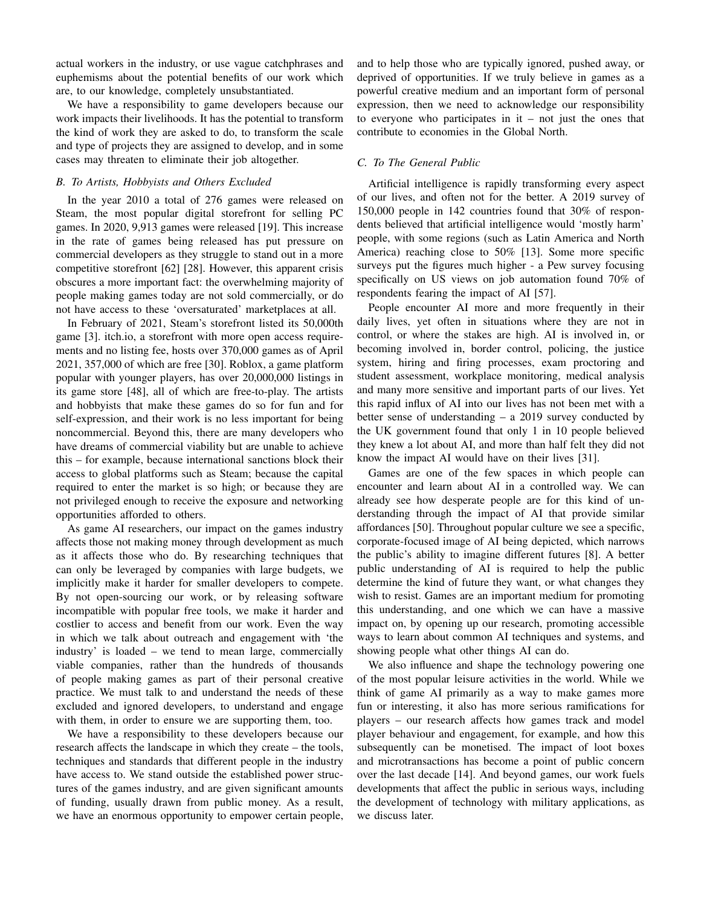actual workers in the industry, or use vague catchphrases and euphemisms about the potential benefits of our work which are, to our knowledge, completely unsubstantiated.

We have a responsibility to game developers because our work impacts their livelihoods. It has the potential to transform the kind of work they are asked to do, to transform the scale and type of projects they are assigned to develop, and in some cases may threaten to eliminate their job altogether.

### B. To Artists, Hobbyists and Others Excluded

In the year 2010 a total of 276 games were released on Steam, the most popular digital storefront for selling PC games. In 2020, 9,913 games were released [19]. This increase in the rate of games being released has put pressure on commercial developers as they struggle to stand out in a more competitive storefront [62] [28]. However, this apparent crisis obscures a more important fact: the overwhelming majority of people making games today are not sold commercially, or do not have access to these 'oversaturated' marketplaces at all.

In February of 2021, Steam's storefront listed its 50,000th game [3]. itch.io, a storefront with more open access requirements and no listing fee, hosts over 370,000 games as of April 2021, 357,000 of which are free [30]. Roblox, a game platform popular with younger players, has over 20,000,000 listings in its game store [48], all of which are free-to-play. The artists and hobbyists that make these games do so for fun and for self-expression, and their work is no less important for being noncommercial. Beyond this, there are many developers who have dreams of commercial viability but are unable to achieve this – for example, because international sanctions block their access to global platforms such as Steam; because the capital required to enter the market is so high; or because they are not privileged enough to receive the exposure and networking opportunities afforded to others.

As game AI researchers, our impact on the games industry affects those not making money through development as much as it affects those who do. By researching techniques that can only be leveraged by companies with large budgets, we implicitly make it harder for smaller developers to compete. By not open-sourcing our work, or by releasing software incompatible with popular free tools, we make it harder and costlier to access and benefit from our work. Even the way in which we talk about outreach and engagement with 'the industry' is loaded – we tend to mean large, commercially viable companies, rather than the hundreds of thousands of people making games as part of their personal creative practice. We must talk to and understand the needs of these excluded and ignored developers, to understand and engage with them, in order to ensure we are supporting them, too.

We have a responsibility to these developers because our research affects the landscape in which they create – the tools, techniques and standards that different people in the industry have access to. We stand outside the established power structures of the games industry, and are given significant amounts of funding, usually drawn from public money. As a result, we have an enormous opportunity to empower certain people, and to help those who are typically ignored, pushed away, or deprived of opportunities. If we truly believe in games as a powerful creative medium and an important form of personal expression, then we need to acknowledge our responsibility to everyone who participates in it – not just the ones that contribute to economies in the Global North.

### C. To The General Public

Artificial intelligence is rapidly transforming every aspect of our lives, and often not for the better. A 2019 survey of 150,000 people in 142 countries found that 30% of respondents believed that artificial intelligence would 'mostly harm' people, with some regions (such as Latin America and North America) reaching close to 50% [13]. Some more specific surveys put the figures much higher - a Pew survey focusing specifically on US views on job automation found 70% of respondents fearing the impact of AI [57].

People encounter AI more and more frequently in their daily lives, yet often in situations where they are not in control, or where the stakes are high. AI is involved in, or becoming involved in, border control, policing, the justice system, hiring and firing processes, exam proctoring and student assessment, workplace monitoring, medical analysis and many more sensitive and important parts of our lives. Yet this rapid influx of AI into our lives has not been met with a better sense of understanding – a 2019 survey conducted by the UK government found that only 1 in 10 people believed they knew a lot about AI, and more than half felt they did not know the impact AI would have on their lives [31].

Games are one of the few spaces in which people can encounter and learn about AI in a controlled way. We can already see how desperate people are for this kind of understanding through the impact of AI that provide similar affordances [50]. Throughout popular culture we see a specific, corporate-focused image of AI being depicted, which narrows the public's ability to imagine different futures [8]. A better public understanding of AI is required to help the public determine the kind of future they want, or what changes they wish to resist. Games are an important medium for promoting this understanding, and one which we can have a massive impact on, by opening up our research, promoting accessible ways to learn about common AI techniques and systems, and showing people what other things AI can do.

We also influence and shape the technology powering one of the most popular leisure activities in the world. While we think of game AI primarily as a way to make games more fun or interesting, it also has more serious ramifications for players – our research affects how games track and model player behaviour and engagement, for example, and how this subsequently can be monetised. The impact of loot boxes and microtransactions has become a point of public concern over the last decade [14]. And beyond games, our work fuels developments that affect the public in serious ways, including the development of technology with military applications, as we discuss later.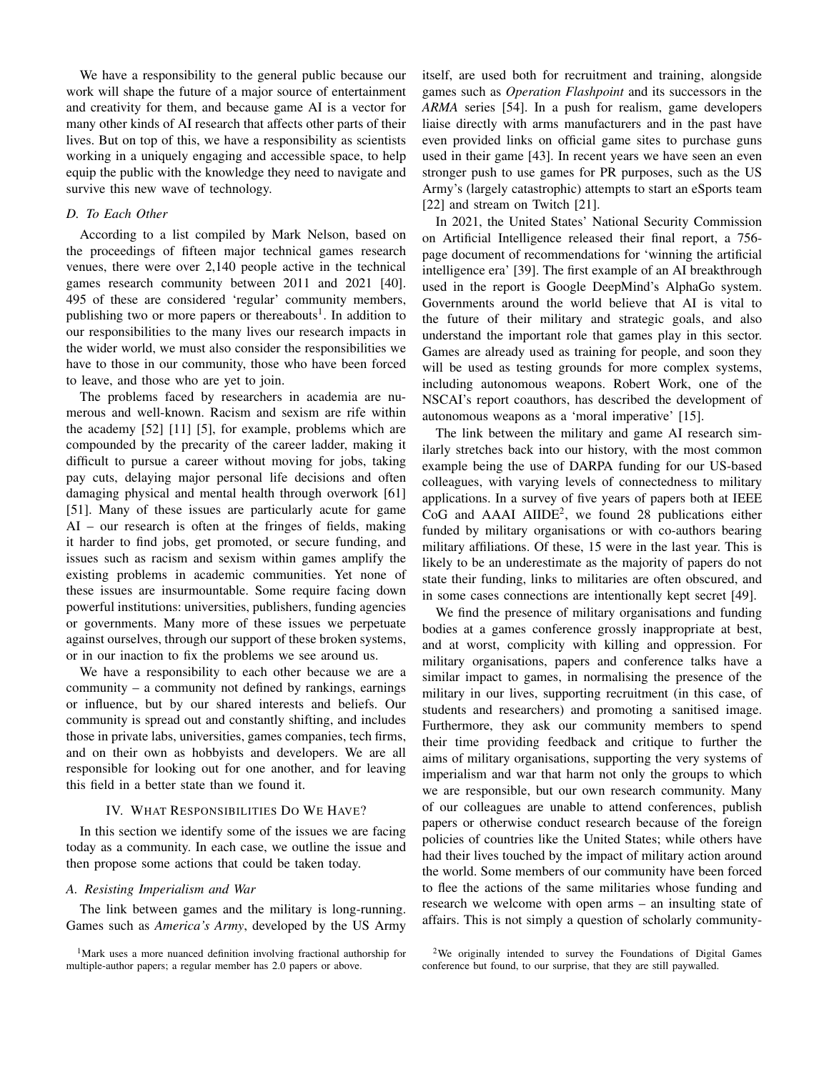We have a responsibility to the general public because our work will shape the future of a major source of entertainment and creativity for them, and because game AI is a vector for many other kinds of AI research that affects other parts of their lives. But on top of this, we have a responsibility as scientists working in a uniquely engaging and accessible space, to help equip the public with the knowledge they need to navigate and survive this new wave of technology.

### D. To Each Other

According to a list compiled by Mark Nelson, based on the proceedings of fifteen major technical games research venues, there were over 2,140 people active in the technical games research community between 2011 and 2021 [40]. 495 of these are considered 'regular' community members, publishing two or more papers or thereabouts[1]. In addition to our responsibilities to the many lives our research impacts in the wider world, we must also consider the responsibilities we have to those in our community, those who have been forced to leave, and those who are yet to join.

The problems faced by researchers in academia are numerous and well-known. Racism and sexism are rife within the academy [52] [11] [5], for example, problems which are compounded by the precarity of the career ladder, making it difficult to pursue a career without moving for jobs, taking pay cuts, delaying major personal life decisions and often damaging physical and mental health through overwork [61] [51]. Many of these issues are particularly acute for game AI – our research is often at the fringes of fields, making it harder to find jobs, get promoted, or secure funding, and issues such as racism and sexism within games amplify the existing problems in academic communities. Yet none of these issues are insurmountable. Some require facing down powerful institutions: universities, publishers, funding agencies or governments. Many more of these issues we perpetuate against ourselves, through our support of these broken systems, or in our inaction to fix the problems we see around us.

We have a responsibility to each other because we are a community – a community not defined by rankings, earnings or influence, but by our shared interests and beliefs. Our community is spread out and constantly shifting, and includes those in private labs, universities, games companies, tech firms, and on their own as hobbyists and developers. We are all responsible for looking out for one another, and for leaving this field in a better state than we found it.

## IV. What Responsibilities Do We Have?

In this section we identify some of the issues we are facing today as a community. In each case, we outline the issue and then propose some actions that could be taken today.

### A. Resisting Imperialism and War

The link between games and the military is long-running. Games such as *America's Army*, developed by the US Army itself, are used both for recruitment and training, alongside games such as *Operation Flashpoint* and its successors in the *ARMA* series [54]. In a push for realism, game developers liaise directly with arms manufacturers and in the past have even provided links on official game sites to purchase guns used in their game [43]. In recent years we have seen an even stronger push to use games for PR purposes, such as the US Army's (largely catastrophic) attempts to start an eSports team [22] and stream on Twitch [21].

In 2021, the United States' National Security Commission on Artificial Intelligence released their final report, a 756-page document of recommendations for 'winning the artificial intelligence era' [39]. The first example of an AI breakthrough used in the report is Google DeepMind's AlphaGo system. Governments around the world believe that AI is vital to the future of their military and strategic goals, and also understand the important role that games play in this sector. Games are already used as training for people, and soon they will be used as testing grounds for more complex systems, including autonomous weapons. Robert Work, one of the NSCAI's report coauthors, has described the development of autonomous weapons as a 'moral imperative' [15].

The link between the military and game AI research similarly stretches back into our history, with the most common example being the use of DARPA funding for our US-based colleagues, with varying levels of connectedness to military applications. In a survey of five years of papers both at IEEE CoG and AAAI AIIDE[2], we found 28 publications either funded by military organisations or with co-authors bearing military affiliations. Of these, 15 were in the last year. This is likely to be an underestimate as the majority of papers do not state their funding, links to militaries are often obscured, and in some cases connections are intentionally kept secret [49].

We find the presence of military organisations and funding bodies at a games conference grossly inappropriate at best, and at worst, complicity with killing and oppression. For military organisations, papers and conference talks have a similar impact to games, in normalising the presence of the military in our lives, supporting recruitment (in this case, of students and researchers) and promoting a sanitised image. Furthermore, they ask our community members to spend their time providing feedback and critique to further the aims of military organisations, supporting the very systems of imperialism and war that harm not only the groups to which we are responsible, but our own research community. Many of our colleagues are unable to attend conferences, publish papers or otherwise conduct research because of the foreign policies of countries like the United States; while others have had their lives touched by the impact of military action around the world. Some members of our community have been forced to flee the actions of the same militaries whose funding and research we welcome with open arms – an insulting state of affairs. This is not simply a question of scholarly community-

[1] Mark uses a more nuanced definition involving fractional authorship for multiple-author papers; a regular member has 2.0 papers or above.

[2] We originally intended to survey the Foundations of Digital Games conference but found, to our surprise, that they are still paywalled.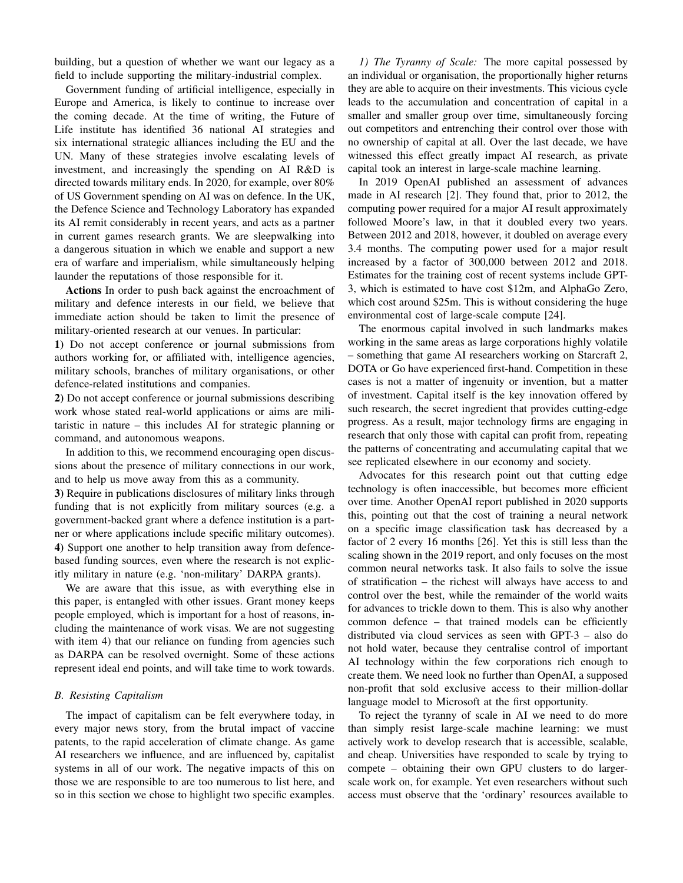building, but a question of whether we want our legacy as a field to include supporting the military-industrial complex.

Government funding of artificial intelligence, especially in Europe and America, is likely to continue to increase over the coming decade. At the time of writing, the Future of Life institute has identified 36 national AI strategies and six international strategic alliances including the EU and the UN. Many of these strategies involve escalating levels of investment, and increasingly the spending on AI R&D is directed towards military ends. In 2020, for example, over 80% of US Government spending on AI was on defence. In the UK, the Defence Science and Technology Laboratory has expanded its AI remit considerably in recent years, and acts as a partner in current games research grants. We are sleepwalking into a dangerous situation in which we enable and support a new era of warfare and imperialism, while simultaneously helping launder the reputations of those responsible for it.

**Actions** In order to push back against the encroachment of military and defence interests in our field, we believe that immediate action should be taken to limit the presence of military-oriented research at our venues. In particular:

**1)** Do not accept conference or journal submissions from authors working for, or affiliated with, intelligence agencies, military schools, branches of military organisations, or other defence-related institutions and companies.

**2)** Do not accept conference or journal submissions describing work whose stated real-world applications or aims are militaristic in nature – this includes AI for strategic planning or command, and autonomous weapons.

In addition to this, we recommend encouraging open discussions about the presence of military connections in our work, and to help us move away from this as a community.

**3)** Require in publications disclosures of military links through funding that is not explicitly from military sources (e.g. a government-backed grant where a defence institution is a partner or where applications include specific military outcomes).

**4)** Support one another to help transition away from defence-based funding sources, even where the research is not explicitly military in nature (e.g. 'non-military' DARPA grants).

We are aware that this issue, as with everything else in this paper, is entangled with other issues. Grant money keeps people employed, which is important for a host of reasons, including the maintenance of work visas. We are not suggesting with item 4) that our reliance on funding from agencies such as DARPA can be resolved overnight. Some of these actions represent ideal end points, and will take time to work towards.

### *B. Resisting Capitalism*

The impact of capitalism can be felt everywhere today, in every major news story, from the brutal impact of vaccine patents, to the rapid acceleration of climate change. As game AI researchers we influence, and are influenced by, capitalist systems in all of our work. The negative impacts of this on those we are responsible to are too numerous to list here, and so in this section we chose to highlight two specific examples.

*1) The Tyranny of Scale:* The more capital possessed by an individual or organisation, the proportionally higher returns they are able to acquire on their investments. This vicious cycle leads to the accumulation and concentration of capital in a smaller and smaller group over time, simultaneously forcing out competitors and entrenching their control over those with no ownership of capital at all. Over the last decade, we have witnessed this effect greatly impact AI research, as private capital took an interest in large-scale machine learning.

In 2019 OpenAI published an assessment of advances made in AI research [2]. They found that, prior to 2012, the computing power required for a major AI result approximately followed Moore's law, in that it doubled every two years. Between 2012 and 2018, however, it doubled on average every 3.4 months. The computing power used for a major result increased by a factor of 300,000 between 2012 and 2018. Estimates for the training cost of recent systems include GPT-3, which is estimated to have cost $12m, and AlphaGo Zero, which cost around $25m. This is without considering the huge environmental cost of large-scale compute [24].

The enormous capital involved in such landmarks makes working in the same areas as large corporations highly volatile – something that game AI researchers working on Starcraft 2, DOTA or Go have experienced first-hand. Competition in these cases is not a matter of ingenuity or invention, but a matter of investment. Capital itself is the key innovation offered by such research, the secret ingredient that provides cutting-edge progress. As a result, major technology firms are engaging in research that only those with capital can profit from, repeating the patterns of concentrating and accumulating capital that we see replicated elsewhere in our economy and society.

Advocates for this research point out that cutting edge technology is often inaccessible, but becomes more efficient over time. Another OpenAI report published in 2020 supports this, pointing out that the cost of training a neural network on a specific image classification task has decreased by a factor of 2 every 16 months [26]. Yet this is still less than the scaling shown in the 2019 report, and only focuses on the most common neural networks task. It also fails to solve the issue of stratification – the richest will always have access to and control over the best, while the remainder of the world waits for advances to trickle down to them. This is also why another common defence – that trained models can be efficiently distributed via cloud services as seen with GPT-3 – also do not hold water, because they centralise control of important AI technology within the few corporations rich enough to create them. We need look no further than OpenAI, a supposed non-profit that sold exclusive access to their million-dollar language model to Microsoft at the first opportunity.

To reject the tyranny of scale in AI we need to do more than simply resist large-scale machine learning: we must actively work to develop research that is accessible, scalable, and cheap. Universities have responded to scale by trying to compete – obtaining their own GPU clusters to do larger-scale work on, for example. Yet even researchers without such access must observe that the 'ordinary' resources available to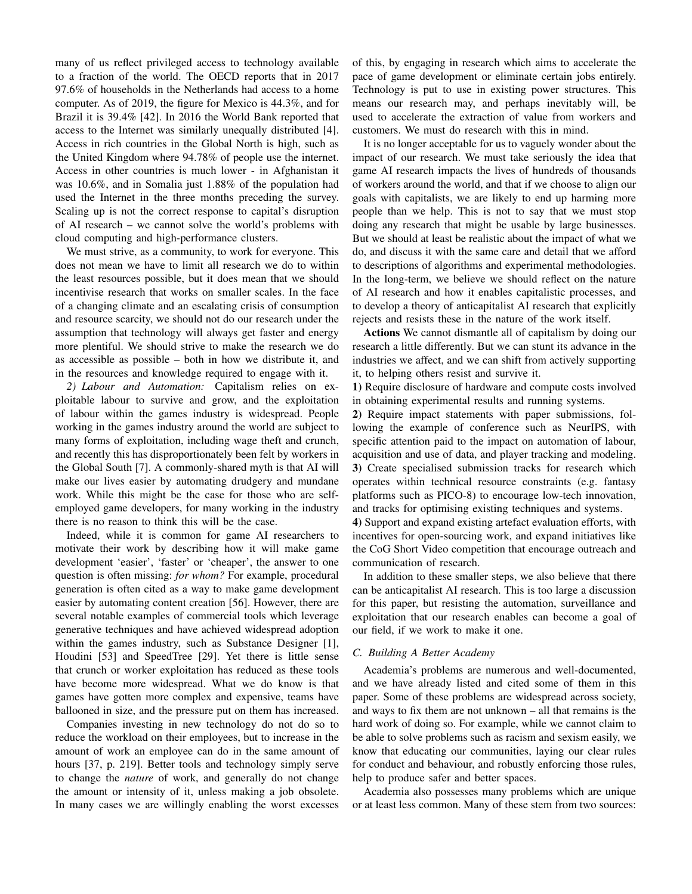many of us reflect privileged access to technology available to a fraction of the world. The OECD reports that in 2017 97.6% of households in the Netherlands had access to a home computer. As of 2019, the figure for Mexico is 44.3%, and for Brazil it is 39.4% [42]. In 2016 the World Bank reported that access to the Internet was similarly unequally distributed [4]. Access in rich countries in the Global North is high, such as the United Kingdom where 94.78% of people use the internet. Access in other countries is much lower - in Afghanistan it was 10.6%, and in Somalia just 1.88% of the population had used the Internet in the three months preceding the survey. Scaling up is not the correct response to capital's disruption of AI research – we cannot solve the world's problems with cloud computing and high-performance clusters.

We must strive, as a community, to work for everyone. This does not mean we have to limit all research we do to within the least resources possible, but it does mean that we should incentivise research that works on smaller scales. In the face of a changing climate and an escalating crisis of consumption and resource scarcity, we should not do our research under the assumption that technology will always get faster and energy more plentiful. We should strive to make the research we do as accessible as possible – both in how we distribute it, and in the resources and knowledge required to engage with it.

*2) Labour and Automation:* Capitalism relies on exploitable labour to survive and grow, and the exploitation of labour within the games industry is widespread. People working in the games industry around the world are subject to many forms of exploitation, including wage theft and crunch, and recently this has disproportionately been felt by workers in the Global South [7]. A commonly-shared myth is that AI will make our lives easier by automating drudgery and mundane work. While this might be the case for those who are self-employed game developers, for many working in the industry there is no reason to think this will be the case.

Indeed, while it is common for game AI researchers to motivate their work by describing how it will make game development 'easier', 'faster' or 'cheaper', the answer to one question is often missing: *for whom?* For example, procedural generation is often cited as a way to make game development easier by automating content creation [56]. However, there are several notable examples of commercial tools which leverage generative techniques and have achieved widespread adoption within the games industry, such as Substance Designer [1], Houdini [53] and SpeedTree [29]. Yet there is little sense that crunch or worker exploitation has reduced as these tools have become more widespread. What we do know is that games have gotten more complex and expensive, teams have ballooned in size, and the pressure put on them has increased.

Companies investing in new technology do not do so to reduce the workload on their employees, but to increase in the amount of work an employee can do in the same amount of hours [37, p. 219]. Better tools and technology simply serve to change the *nature* of work, and generally do not change the amount or intensity of it, unless making a job obsolete. In many cases we are willingly enabling the worst excesses of this, by engaging in research which aims to accelerate the pace of game development or eliminate certain jobs entirely. Technology is put to use in existing power structures. This means our research may, and perhaps inevitably will, be used to accelerate the extraction of value from workers and customers. We must do research with this in mind.

It is no longer acceptable for us to vaguely wonder about the impact of our research. We must take seriously the idea that game AI research impacts the lives of hundreds of thousands of workers around the world, and that if we choose to align our goals with capitalists, we are likely to end up harming more people than we help. This is not to say that we must stop doing any research that might be usable by large businesses. But we should at least be realistic about the impact of what we do, and discuss it with the same care and detail that we afford to descriptions of algorithms and experimental methodologies. In the long-term, we believe we should reflect on the nature of AI research and how it enables capitalistic processes, and to develop a theory of anticapitalist AI research that explicitly rejects and resists these in the nature of the work itself.

**Actions** We cannot dismantle all of capitalism by doing our research a little differently. But we can stunt its advance in the industries we affect, and we can shift from actively supporting it, to helping others resist and survive it.

**1)** Require disclosure of hardware and compute costs involved in obtaining experimental results and running systems.

**2)** Require impact statements with paper submissions, following the example of conference such as NeurIPS, with specific attention paid to the impact on automation of labour, acquisition and use of data, and player tracking and modeling.

**3)** Create specialised submission tracks for research which operates within technical resource constraints (e.g. fantasy platforms such as PICO-8) to encourage low-tech innovation, and tracks for optimising existing techniques and systems.

**4)** Support and expand existing artefact evaluation efforts, with incentives for open-sourcing work, and expand initiatives like the CoG Short Video competition that encourage outreach and communication of research.

In addition to these smaller steps, we also believe that there can be anticapitalist AI research. This is too large a discussion for this paper, but resisting the automation, surveillance and exploitation that our research enables can become a goal of our field, if we work to make it one.

### C. Building A Better Academy

Academia's problems are numerous and well-documented, and we have already listed and cited some of them in this paper. Some of these problems are widespread across society, and ways to fix them are not unknown – all that remains is the hard work of doing so. For example, while we cannot claim to be able to solve problems such as racism and sexism easily, we know that educating our communities, laying our clear rules for conduct and behaviour, and robustly enforcing those rules, help to produce safer and better spaces.

Academia also possesses many problems which are unique or at least less common. Many of these stem from two sources: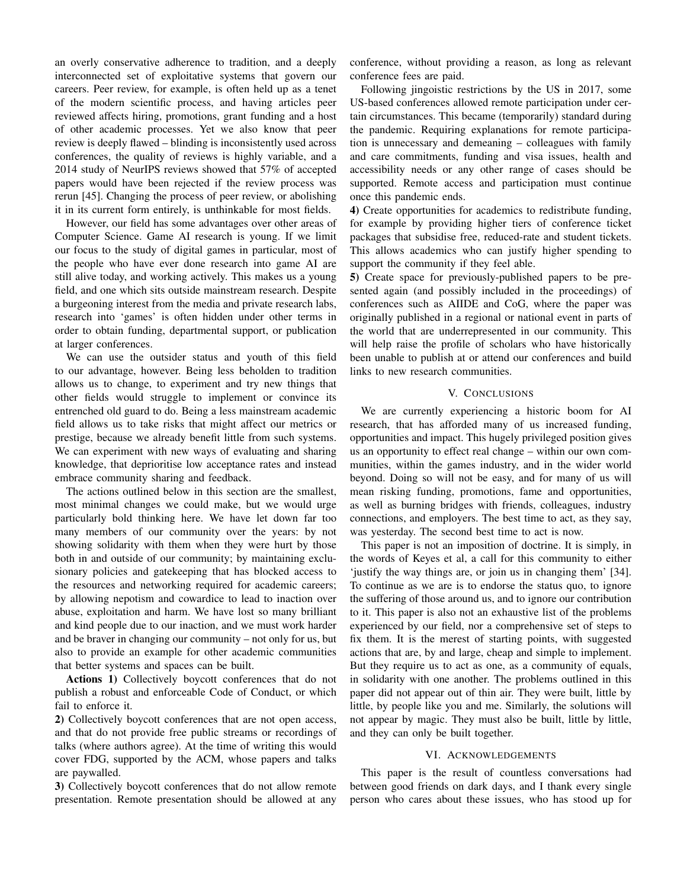an overly conservative adherence to tradition, and a deeply interconnected set of exploitative systems that govern our careers. Peer review, for example, is often held up as a tenet of the modern scientific process, and having articles peer reviewed affects hiring, promotions, grant funding and a host of other academic processes. Yet we also know that peer review is deeply flawed – blinding is inconsistently used across conferences, the quality of reviews is highly variable, and a 2014 study of NeurIPS reviews showed that 57% of accepted papers would have been rejected if the review process was rerun [45]. Changing the process of peer review, or abolishing it in its current form entirely, is unthinkable for most fields.

However, our field has some advantages over other areas of Computer Science. Game AI research is young. If we limit our focus to the study of digital games in particular, most of the people who have ever done research into game AI are still alive today, and working actively. This makes us a young field, and one which sits outside mainstream research. Despite a burgeoning interest from the media and private research labs, research into 'games' is often hidden under other terms in order to obtain funding, departmental support, or publication at larger conferences.

We can use the outsider status and youth of this field to our advantage, however. Being less beholden to tradition allows us to change, to experiment and try new things that other fields would struggle to implement or convince its entrenched old guard to do. Being a less mainstream academic field allows us to take risks that might affect our metrics or prestige, because we already benefit little from such systems. We can experiment with new ways of evaluating and sharing knowledge, that deprioritise low acceptance rates and instead embrace community sharing and feedback.

The actions outlined below in this section are the smallest, most minimal changes we could make, but we would urge particularly bold thinking here. We have let down far too many members of our community over the years: by not showing solidarity with them when they were hurt by those both in and outside of our community; by maintaining exclusionary policies and gatekeeping that has blocked access to the resources and networking required for academic careers; by allowing nepotism and cowardice to lead to inaction over abuse, exploitation and harm. We have lost so many brilliant and kind people due to our inaction, and we must work harder and be braver in changing our community – not only for us, but also to provide an example for other academic communities that better systems and spaces can be built.

**Actions 1)** Collectively boycott conferences that do not publish a robust and enforceable Code of Conduct, or which fail to enforce it.

**2)** Collectively boycott conferences that are not open access, and that do not provide free public streams or recordings of talks (where authors agree). At the time of writing this would cover FDG, supported by the ACM, whose papers and talks are paywalled.

**3)** Collectively boycott conferences that do not allow remote presentation. Remote presentation should be allowed at any conference, without providing a reason, as long as relevant conference fees are paid.

Following jingoistic restrictions by the US in 2017, some US-based conferences allowed remote participation under certain circumstances. This became (temporarily) standard during the pandemic. Requiring explanations for remote participation is unnecessary and demeaning – colleagues with family and care commitments, funding and visa issues, health and accessibility needs or any other range of cases should be supported. Remote access and participation must continue once this pandemic ends.

**4)** Create opportunities for academics to redistribute funding, for example by providing higher tiers of conference ticket packages that subsidise free, reduced-rate and student tickets. This allows academics who can justify higher spending to support the community if they feel able.

**5)** Create space for previously-published papers to be presented again (and possibly included in the proceedings) of conferences such as AIIDE and CoG, where the paper was originally published in a regional or national event in parts of the world that are underrepresented in our community. This will help raise the profile of scholars who have historically been unable to publish at or attend our conferences and build links to new research communities.

## V. Conclusions

We are currently experiencing a historic boom for AI research, that has afforded many of us increased funding, opportunities and impact. This hugely privileged position gives us an opportunity to effect real change – within our own communities, within the games industry, and in the wider world beyond. Doing so will not be easy, and for many of us will mean risking funding, promotions, fame and opportunities, as well as burning bridges with friends, colleagues, industry connections, and employers. The best time to act, as they say, was yesterday. The second best time to act is now.

This paper is not an imposition of doctrine. It is simply, in the words of Keyes et al, a call for this community to either 'justify the way things are, or join us in changing them' [34]. To continue as we are is to endorse the status quo, to ignore the suffering of those around us, and to ignore our contribution to it. This paper is also not an exhaustive list of the problems experienced by our field, nor a comprehensive set of steps to fix them. It is the merest of starting points, with suggested actions that are, by and large, cheap and simple to implement. But they require us to act as one, as a community of equals, in solidarity with one another. The problems outlined in this paper did not appear out of thin air. They were built, little by little, by people like you and me. Similarly, the solutions will not appear by magic. They must also be built, little by little, and they can only be built together.

## VI. Acknowledgements

This paper is the result of countless conversations had between good friends on dark days, and I thank every single person who cares about these issues, who has stood up for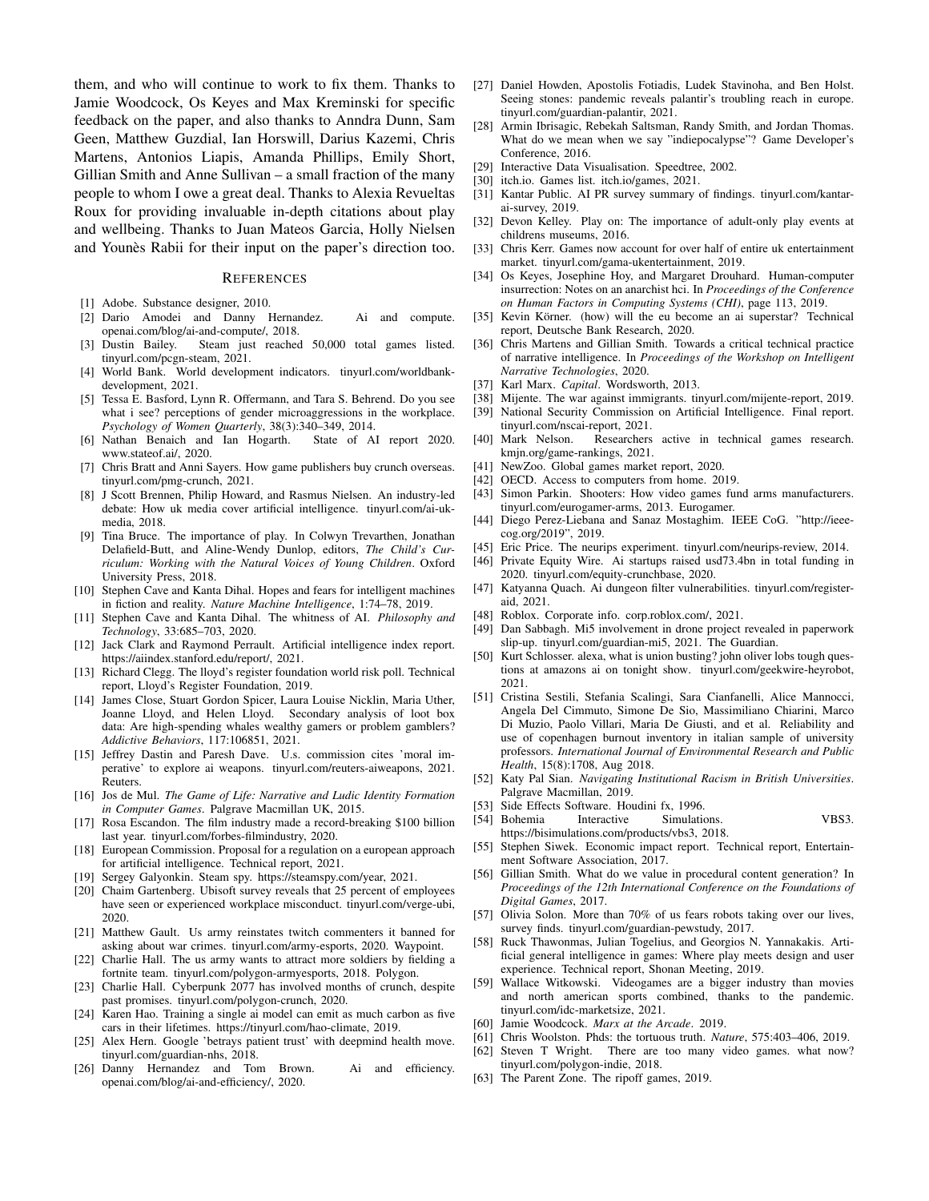them, and who will continue to work to fix them. Thanks to Jamie Woodcock, Os Keyes and Max Kreminski for specific feedback on the paper, and also thanks to Anndra Dunn, Sam Geen, Matthew Guzdial, Ian Horswill, Darius Kazemi, Chris Martens, Antonios Liapis, Amanda Phillips, Emily Short, Gillian Smith and Anne Sullivan – a small fraction of the many people to whom I owe a great deal. Thanks to Alexia Revueltas Roux for providing invaluable in-depth citations about play and wellbeing. Thanks to Juan Mateos Garcia, Holly Nielsen and Younès Rabii for their input on the paper's direction too.

## References

[1] Adobe. Substance designer, 2010.

[2] Dario Amodei and Danny Hernandez. Ai and compute. openai.com/blog/ai-and-compute/, 2018.

[3] Dustin Bailey. Steam just reached 50,000 total games listed. tinyurl.com/pcgn-steam, 2021.

[4] World Bank. World development indicators. tinyurl.com/worldbank-development, 2021.

[5] Tessa E. Basford, Lynn R. Offermann, and Tara S. Behrend. Do you see what i see? perceptions of gender microaggressions in the workplace. *Psychology of Women Quarterly*, 38(3):340–349, 2014.

[6] Nathan Benaich and Ian Hogarth. State of AI report 2020. www.stateof.ai/, 2020.

[7] Chris Bratt and Anni Sayers. How game publishers buy crunch overseas. tinyurl.com/pmg-crunch, 2021.

[8] J Scott Brennen, Philip Howard, and Rasmus Nielsen. An industry-led debate: How uk media cover artificial intelligence. tinyurl.com/ai-uk-media, 2018.

[9] Tina Bruce. The importance of play. In Colwyn Trevarthen, Jonathan Delafield-Butt, and Aline-Wendy Dunlop, editors, *The Child's Curriculum: Working with the Natural Voices of Young Children*. Oxford University Press, 2018.

[10] Stephen Cave and Kanta Dihal. Hopes and fears for intelligent machines in fiction and reality. *Nature Machine Intelligence*, 1:74–78, 2019.

[11] Stephen Cave and Kanta Dihal. The whitness of AI. *Philosophy and Technology*, 33:685–703, 2020.

[12] Jack Clark and Raymond Perrault. Artificial intelligence index report. https://aiindex.stanford.edu/report/, 2021.

[13] Richard Clegg. The lloyd's register foundation world risk poll. Technical report, Lloyd's Register Foundation, 2019.

[14] James Close, Stuart Gordon Spicer, Laura Louise Nicklin, Maria Uther, Joanne Lloyd, and Helen Lloyd. Secondary analysis of loot box data: Are high-spending whales wealthy gamers or problem gamblers? *Addictive Behaviors*, 117:106851, 2021.

[15] Jeffrey Dastin and Paresh Dave. U.s. commission cites 'moral imperative' to explore ai weapons. tinyurl.com/reuters-aiweapons, 2021. Reuters.

[16] Jos de Mul. *The Game of Life: Narrative and Ludic Identity Formation in Computer Games*. Palgrave Macmillan UK, 2015.

[17] Rosa Escandon. The film industry made a record-breaking $100 billion last year. tinyurl.com/forbes-filmindustry, 2020.

[18] European Commission. Proposal for a regulation on a european approach for artificial intelligence. Technical report, 2021.

[19] Sergey Galyonkin. Steam spy. https://steamspy.com/year, 2021.

[20] Chaim Gartenberg. Ubisoft survey reveals that 25 percent of employees have seen or experienced workplace misconduct. tinyurl.com/verge-ubi, 2020.

[21] Matthew Gault. Us army reinstates twitch commenters it banned for asking about war crimes. tinyurl.com/army-esports, 2020. Waypoint.

[22] Charlie Hall. The us army wants to attract more soldiers by fielding a fortnite team. tinyurl.com/polygon-armyesports, 2018. Polygon.

[23] Charlie Hall. Cyberpunk 2077 has involved months of crunch, despite past promises. tinyurl.com/polygon-crunch, 2020.

[24] Karen Hao. Training a single ai model can emit as much carbon as five cars in their lifetimes. https://tinyurl.com/hao-climate, 2019.

[25] Alex Hern. Google 'betrays patient trust' with deepmind health move. tinyurl.com/guardian-nhs, 2018.

[26] Danny Hernandez and Tom Brown. Ai and efficiency. openai.com/blog/ai-and-efficiency/, 2020.

[27] Daniel Howden, Apostolis Fotiadis, Ludek Stavinoha, and Ben Holst. Seeing stones: pandemic reveals palantir's troubling reach in europe. tinyurl.com/guardian-palantir, 2021.

[28] Armin Ibrisagic, Rebekah Saltsman, Randy Smith, and Jordan Thomas. What do we mean when we say "indiepocalypse"? Game Developer's Conference, 2016.

[29] Interactive Data Visualisation. Speedtree, 2002.

[30] itch.io. Games list. itch.io/games, 2021.

[31] Kantar Public. AI PR survey summary of findings. tinyurl.com/kantar-ai-survey, 2019.

[32] Devon Kelley. Play on: The importance of adult-only play events at childrens museums, 2016.

[33] Chris Kerr. Games now account for over half of entire uk entertainment market. tinyurl.com/gama-ukentertainment, 2019.

[34] Os Keyes, Josephine Hoy, and Margaret Drouhard. Human-computer insurrection: Notes on an anarchist hci. In *Proceedings of the Conference on Human Factors in Computing Systems (CHI)*, page 113, 2019.

[35] Kevin Körner. (how) will the eu become an ai superstar? Technical report, Deutsche Bank Research, 2020.

[36] Chris Martens and Gillian Smith. Towards a critical technical practice of narrative intelligence. In *Proceedings of the Workshop on Intelligent Narrative Technologies*, 2020.

[37] Karl Marx. *Capital*. Wordsworth, 2013.

[38] Mijente. The war against immigrants. tinyurl.com/mijente-report, 2019.

[39] National Security Commission on Artificial Intelligence. Final report. tinyurl.com/nscai-report, 2021.

[40] Mark Nelson. Researchers active in technical games research. kmjn.org/game-rankings, 2021.

[41] NewZoo. Global games market report, 2020.

[42] OECD. Access to computers from home. 2019.

[43] Simon Parkin. Shooters: How video games fund arms manufacturers. tinyurl.com/eurogamer-arms, 2013. Eurogamer.

[44] Diego Perez-Liebana and Sanaz Mostaghim. IEEE CoG. "http://ieee-cog.org/2019", 2019.

[45] Eric Price. The neurips experiment. tinyurl.com/neurips-review, 2014.

[46] Private Equity Wire. Ai startups raised usd73.4bn in total funding in 2020. tinyurl.com/equity-crunchbase, 2020.

[47] Katyanna Quach. Ai dungeon filter vulnerabilities. tinyurl.com/register-aid, 2021.

[48] Roblox. Corporate info. corp.roblox.com/, 2021.

[49] Dan Sabbagh. Mi5 involvement in drone project revealed in paperwork slip-up. tinyurl.com/guardian-mi5, 2021. The Guardian.

[50] Kurt Schlosser. alexa, what is union busting? john oliver lobs tough questions at amazons ai on tonight show. tinyurl.com/geekwire-heyrobot, 2021.

[51] Cristina Sestili, Stefania Scalingi, Sara Cianfanelli, Alice Mannocci, Angela Del Cimmuto, Simone De Sio, Massimiliano Chiarini, Marco Di Muzio, Paolo Villari, Maria De Giusti, and et al. Reliability and use of copenhagen burnout inventory in italian sample of university professors. *International Journal of Environmental Research and Public Health*, 15(8):1708, Aug 2018.

[52] Katy Pal Sian. *Navigating Institutional Racism in British Universities*. Palgrave Macmillan, 2019.

[53] Side Effects Software. Houdini fx, 1996.

[54] Bohemia Interactive Simulations. VBS3. https://bisimulations.com/products/vbs3, 2018.

[55] Stephen Siwek. Economic impact report. Technical report, Entertainment Software Association, 2017.

[56] Gillian Smith. What do we value in procedural content generation? In *Proceedings of the 12th International Conference on the Foundations of Digital Games*, 2017.

[57] Olivia Solon. More than 70% of us fears robots taking over our lives, survey finds. tinyurl.com/guardian-pewstudy, 2017.

[58] Ruck Thawonmas, Julian Togelius, and Georgios N. Yannakakis. Artificial general intelligence in games: Where play meets design and user experience. Technical report, Shonan Meeting, 2019.

[59] Wallace Witkowski. Videogames are a bigger industry than movies and north american sports combined, thanks to the pandemic. tinyurl.com/idc-marketsize, 2021.

[60] Jamie Woodcock. *Marx at the Arcade*. 2019.

[61] Chris Woolston. Phds: the tortuous truth. *Nature*, 575:403–406, 2019.

[62] Steven T Wright. There are too many video games. what now? tinyurl.com/polygon-indie, 2018.

[63] The Parent Zone. The ripoff games, 2019.